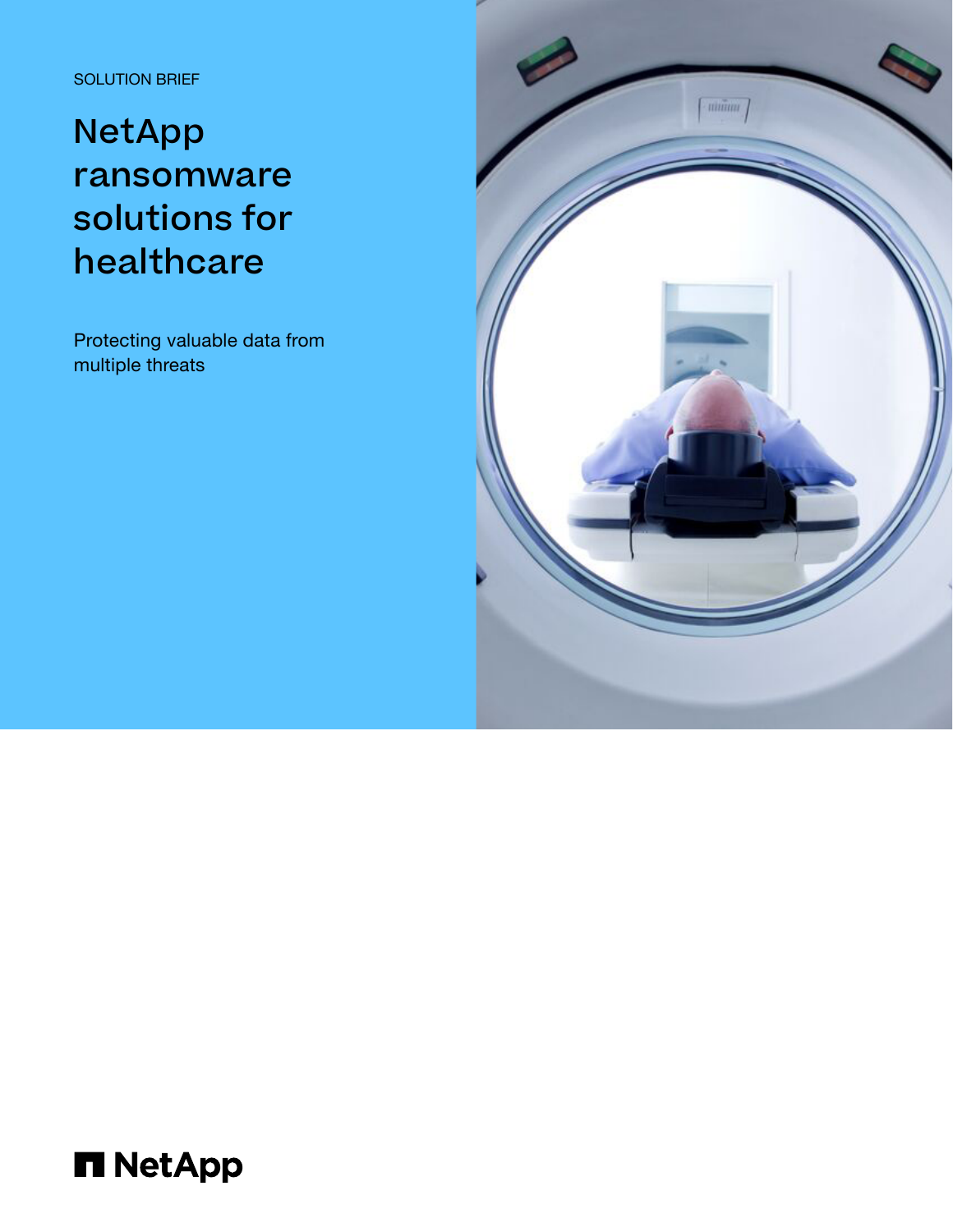SOLUTION BRIEF

# NetApp ransomware solutions for healthcare

Protecting valuable data from multiple threats

NetApp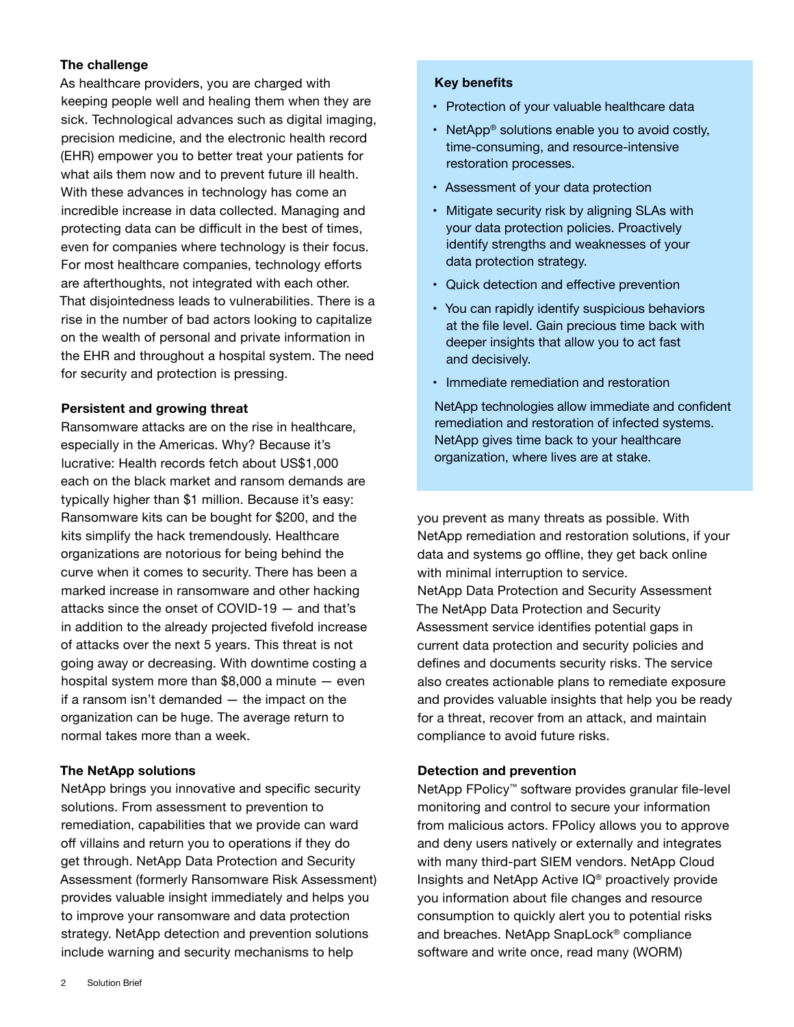### The challenge

As healthcare providers, you are charged with keeping people well and healing them when they are sick. Technological advances such as digital imaging, precision medicine, and the electronic health record (EHR) empower you to better treat your patients for what ails them now and to prevent future ill health. With these advances in technology has come an incredible increase in data collected. Managing and protecting data can be difficult in the best of times, even for companies where technology is their focus. For most healthcare companies, technology efforts are afterthoughts, not integrated with each other. That disjointedness leads to vulnerabilities. There is a rise in the number of bad actors looking to capitalize on the wealth of personal and private information in the EHR and throughout a hospital system. The need for security and protection is pressing.

### Persistent and growing threat

Ransomware attacks are on the rise in healthcare, especially in the Americas. Why? Because it's lucrative: Health records fetch about US$1,000 each on the black market and ransom demands are typically higher than $1 million. Because it's easy: Ransomware kits can be bought for $200, and the kits simplify the hack tremendously. Healthcare organizations are notorious for being behind the curve when it comes to security. There has been a marked increase in ransomware and other hacking attacks since the onset of COVID-19 — and that's in addition to the already projected fivefold increase of attacks over the next 5 years. This threat is not going away or decreasing. With downtime costing a hospital system more than $8,000 a minute — even if a ransom isn't demanded — the impact on the organization can be huge. The average return to normal takes more than a week.

### The NetApp solutions

NetApp brings you innovative and specific security solutions. From assessment to prevention to remediation, capabilities that we provide can ward off villains and return you to operations if they do get through. NetApp Data Protection and Security Assessment (formerly Ransomware Risk Assessment) provides valuable insight immediately and helps you to improve your ransomware and data protection strategy. NetApp detection and prevention solutions include warning and security mechanisms to help you prevent as many threats as possible. With NetApp remediation and restoration solutions, if your data and systems go offline, they get back online with minimal interruption to service.

NetApp Data Protection and Security Assessment
The NetApp Data Protection and Security Assessment service identifies potential gaps in current data protection and security policies and defines and documents security risks. The service also creates actionable plans to remediate exposure and provides valuable insights that help you be ready for a threat, recover from an attack, and maintain compliance to avoid future risks.

### Key benefits

- Protection of your valuable healthcare data
- NetApp® solutions enable you to avoid costly, time-consuming, and resource-intensive restoration processes.
- Assessment of your data protection
- Mitigate security risk by aligning SLAs with your data protection policies. Proactively identify strengths and weaknesses of your data protection strategy.
- Quick detection and effective prevention
- You can rapidly identify suspicious behaviors at the file level. Gain precious time back with deeper insights that allow you to act fast and decisively.
- Immediate remediation and restoration

NetApp technologies allow immediate and confident remediation and restoration of infected systems. NetApp gives time back to your healthcare organization, where lives are at stake.

### Detection and prevention

NetApp FPolicy™ software provides granular file-level monitoring and control to secure your information from malicious actors. FPolicy allows you to approve and deny users natively or externally and integrates with many third-part SIEM vendors. NetApp Cloud Insights and NetApp Active IQ® proactively provide you information about file changes and resource consumption to quickly alert you to potential risks and breaches. NetApp SnapLock® compliance software and write once, read many (WORM)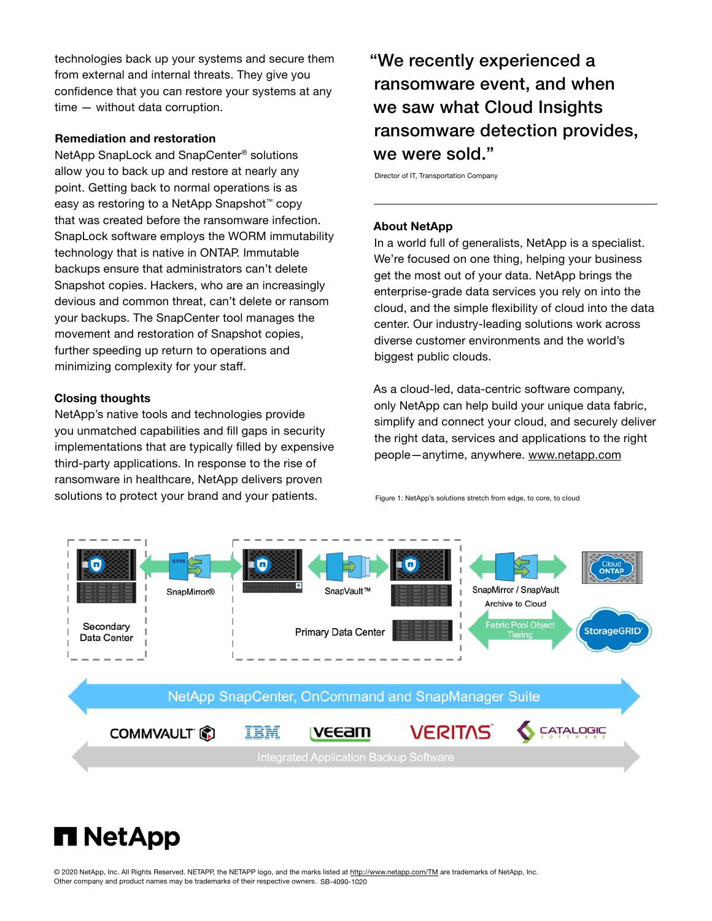technologies back up your systems and secure them from external and internal threats. They give you confidence that you can restore your systems at any time — without data corruption.

### Remediation and restoration

NetApp SnapLock and SnapCenter® solutions allow you to back up and restore at nearly any point. Getting back to normal operations is as easy as restoring to a NetApp Snapshot™ copy that was created before the ransomware infection. SnapLock software employs the WORM immutability technology that is native in ONTAP. Immutable backups ensure that administrators can't delete Snapshot copies. Hackers, who are an increasingly devious and common threat, can't delete or ransom your backups. The SnapCenter tool manages the movement and restoration of Snapshot copies, further speeding up return to operations and minimizing complexity for your staff.

### Closing thoughts

NetApp's native tools and technologies provide you unmatched capabilities and fill gaps in security implementations that are typically filled by expensive third-party applications. In response to the rise of ransomware in healthcare, NetApp delivers proven solutions to protect your brand and your patients.

> "We recently experienced a ransomware event, and when we saw what Cloud Insights ransomware detection provides, we were sold."
>
> Director of IT, Transportation Company

### About NetApp

In a world full of generalists, NetApp is a specialist. We're focused on one thing, helping your business get the most out of your data. NetApp brings the enterprise-grade data services you rely on into the cloud, and the simple flexibility of cloud into the data center. Our industry-leading solutions work across diverse customer environments and the world's biggest public clouds.

As a cloud-led, data-centric software company, only NetApp can help build your unique data fabric, simplify and connect your cloud, and securely deliver the right data, services and applications to the right people—anytime, anywhere. www.netapp.com

Figure 1: NetApp's solutions stretch from edge, to core, to cloud

Secondary Data Center

SVM

SnapMirror®

SnapVault™

Primary Data Center

SnapMirror / SnapVault

Archive to Cloud

Fabric Pool Object Tiering

Cloud ONTAP

StorageGRID

NetApp SnapCenter, OnCommand and SnapManager Suite

COMMVAULT

IBM

VEEAM

VERITAS

CATALOGIC SOFTWARE

Integrated Application Backup Software

NetApp

© 2020 NetApp, Inc. All Rights Reserved. NETAPP, the NETAPP logo, and the marks listed at http://www.netapp.com/TM are trademarks of NetApp, Inc. Other company and product names may be trademarks of their respective owners. SB-4090-1020